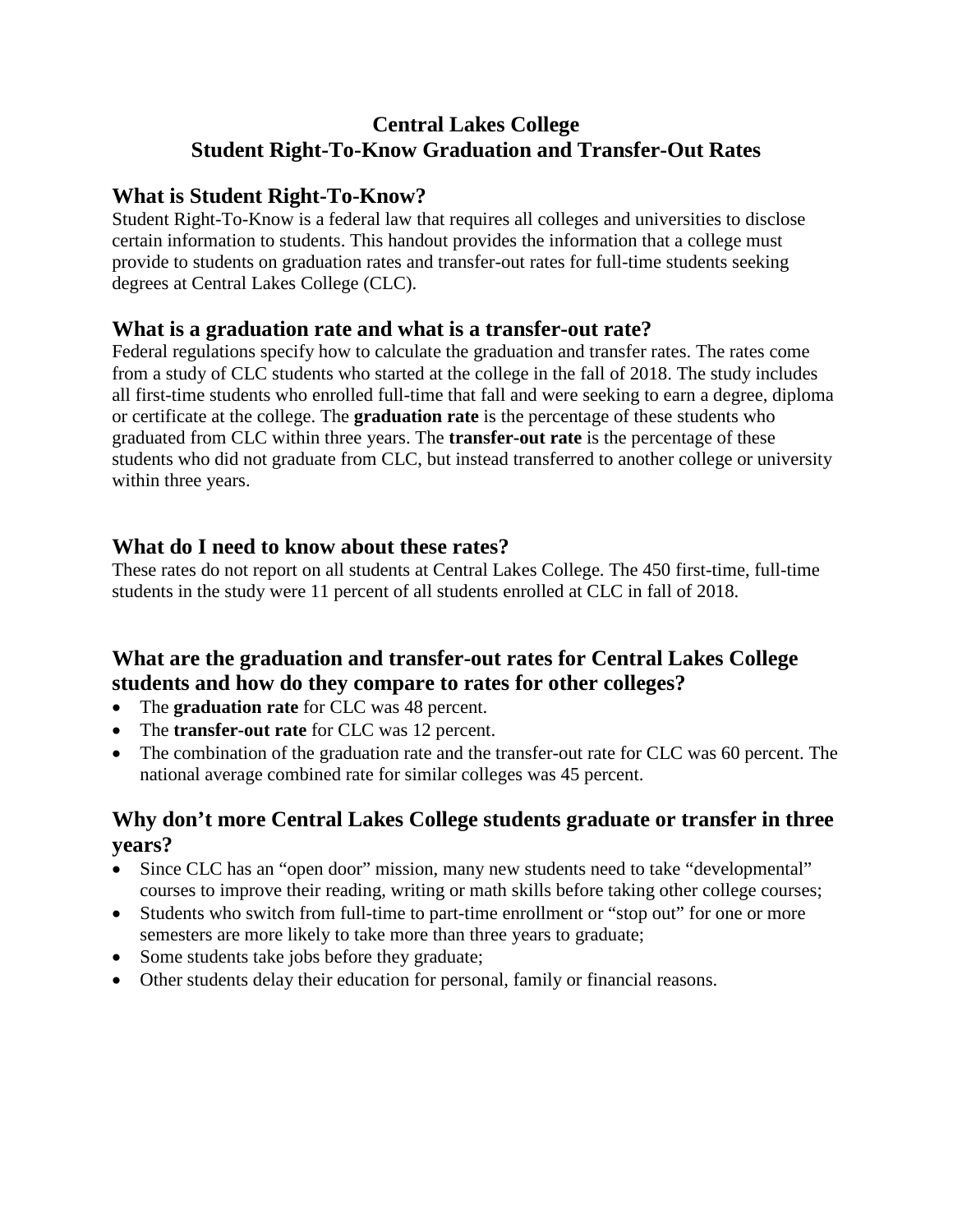# Central Lakes College
# Student Right-To-Know Graduation and Transfer-Out Rates

## What is Student Right-To-Know?

Student Right-To-Know is a federal law that requires all colleges and universities to disclose certain information to students. This handout provides the information that a college must provide to students on graduation rates and transfer-out rates for full-time students seeking degrees at Central Lakes College (CLC).

## What is a graduation rate and what is a transfer-out rate?

Federal regulations specify how to calculate the graduation and transfer rates. The rates come from a study of CLC students who started at the college in the fall of 2018. The study includes all first-time students who enrolled full-time that fall and were seeking to earn a degree, diploma or certificate at the college. The **graduation rate** is the percentage of these students who graduated from CLC within three years. The **transfer-out rate** is the percentage of these students who did not graduate from CLC, but instead transferred to another college or university within three years.

## What do I need to know about these rates?

These rates do not report on all students at Central Lakes College. The 450 first-time, full-time students in the study were 11 percent of all students enrolled at CLC in fall of 2018.

## What are the graduation and transfer-out rates for Central Lakes College students and how do they compare to rates for other colleges?

- The **graduation rate** for CLC was 48 percent.
- The **transfer-out rate** for CLC was 12 percent.
- The combination of the graduation rate and the transfer-out rate for CLC was 60 percent. The national average combined rate for similar colleges was 45 percent.

## Why don't more Central Lakes College students graduate or transfer in three years?

- Since CLC has an "open door" mission, many new students need to take "developmental" courses to improve their reading, writing or math skills before taking other college courses;
- Students who switch from full-time to part-time enrollment or "stop out" for one or more semesters are more likely to take more than three years to graduate;
- Some students take jobs before they graduate;
- Other students delay their education for personal, family or financial reasons.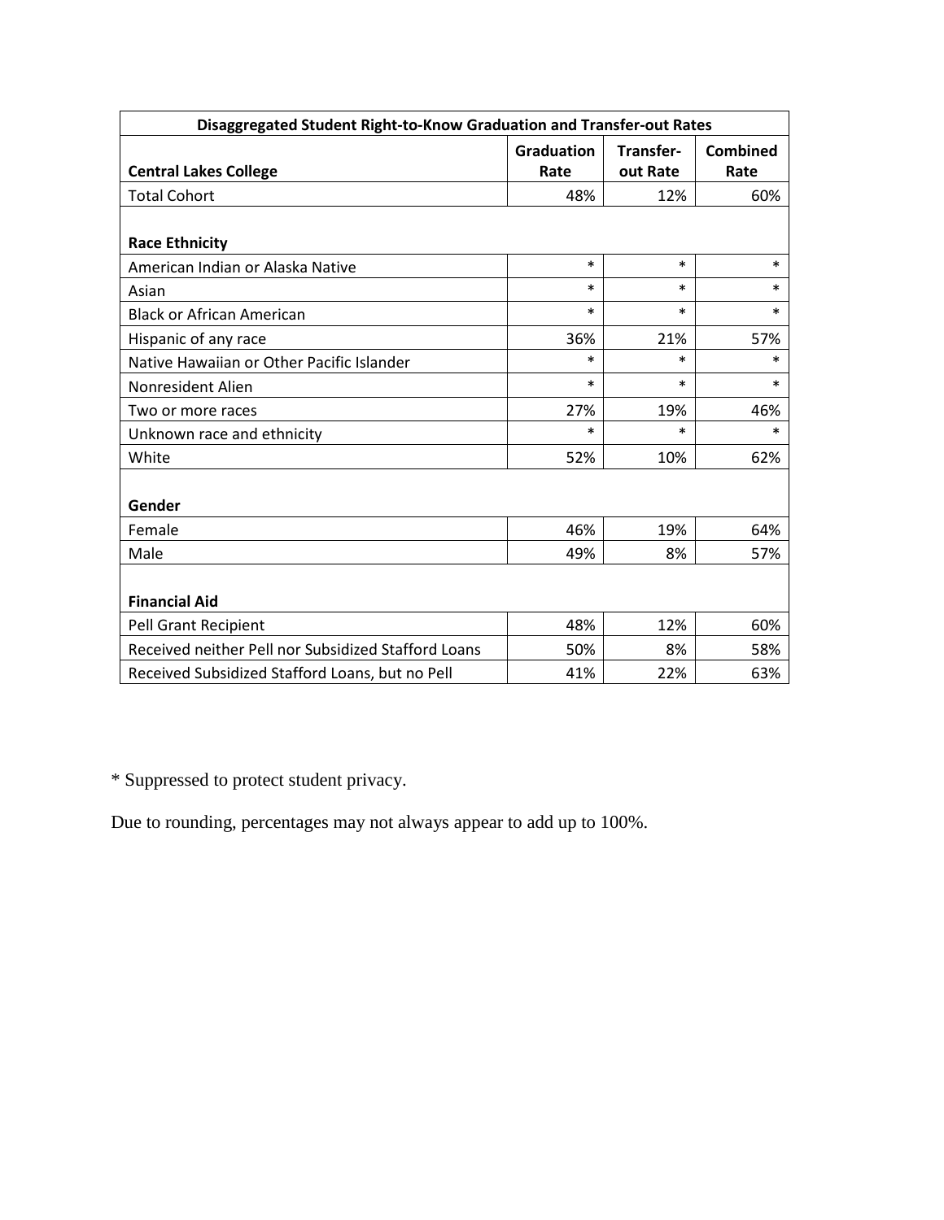| Disaggregated Student Right-to-Know Graduation and Transfer-out Rates | | | |
|---|---|---|---|
| **Central Lakes College** | **Graduation Rate** | **Transfer-out Rate** | **Combined Rate** |
| Total Cohort | 48% | 12% | 60% |
| **Race Ethnicity** | | | |
| American Indian or Alaska Native | * | * | * |
| Asian | * | * | * |
| Black or African American | * | * | * |
| Hispanic of any race | 36% | 21% | 57% |
| Native Hawaiian or Other Pacific Islander | * | * | * |
| Nonresident Alien | * | * | * |
| Two or more races | 27% | 19% | 46% |
| Unknown race and ethnicity | * | * | * |
| White | 52% | 10% | 62% |
| **Gender** | | | |
| Female | 46% | 19% | 64% |
| Male | 49% | 8% | 57% |
| **Financial Aid** | | | |
| Pell Grant Recipient | 48% | 12% | 60% |
| Received neither Pell nor Subsidized Stafford Loans | 50% | 8% | 58% |
| Received Subsidized Stafford Loans, but no Pell | 41% | 22% | 63% |

* Suppressed to protect student privacy.

Due to rounding, percentages may not always appear to add up to 100%.